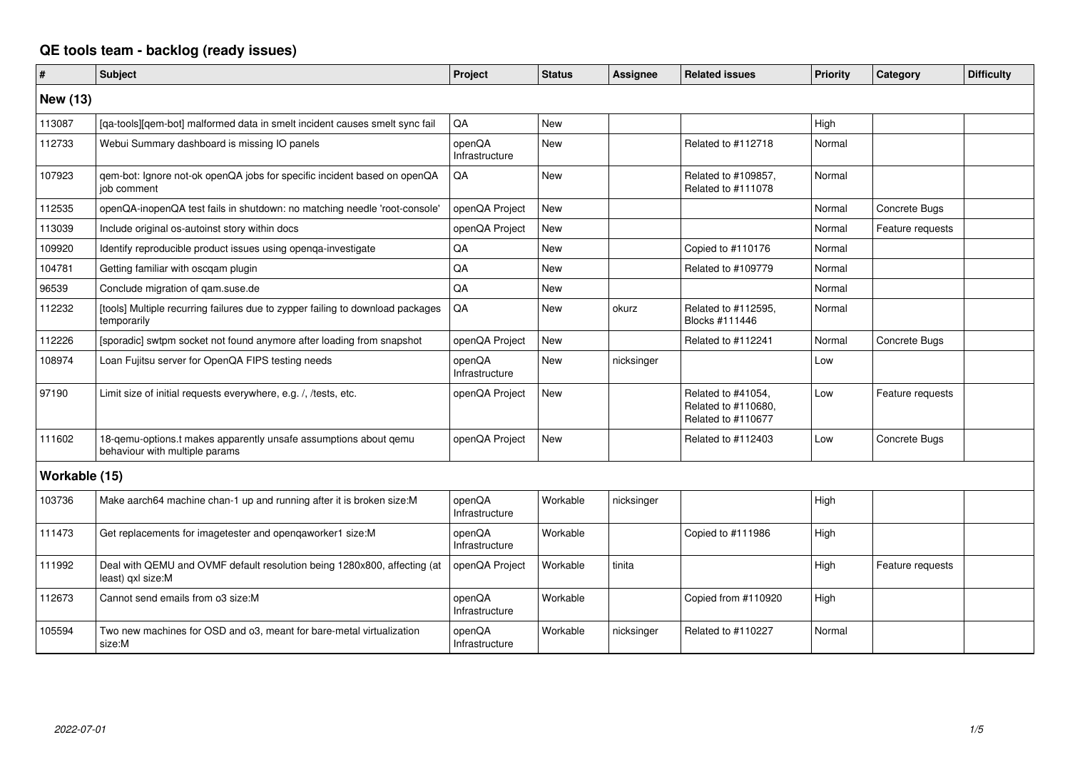# QE tools team - backlog (ready issues)

| # | Subject | Project | Status | Assignee | Related issues | Priority | Category | Difficulty |
|---|---|---|---|---|---|---|---|---|
| **New (13)** | | | | | | | | |
| 113087 | [qa-tools][qem-bot] malformed data in smelt incident causes smelt sync fail | QA | New | | | High | | |
| 112733 | Webui Summary dashboard is missing IO panels | openQA Infrastructure | New | | Related to #112718 | Normal | | |
| 107923 | qem-bot: Ignore not-ok openQA jobs for specific incident based on openQA job comment | QA | New | | Related to #109857, Related to #111078 | Normal | | |
| 112535 | openQA-inopenQA test fails in shutdown: no matching needle 'root-console' | openQA Project | New | | | Normal | Concrete Bugs | |
| 113039 | Include original os-autoinst story within docs | openQA Project | New | | | Normal | Feature requests | |
| 109920 | Identify reproducible product issues using openqa-investigate | QA | New | | Copied to #110176 | Normal | | |
| 104781 | Getting familiar with oscqam plugin | QA | New | | Related to #109779 | Normal | | |
| 96539 | Conclude migration of qam.suse.de | QA | New | | | Normal | | |
| 112232 | [tools] Multiple recurring failures due to zypper failing to download packages temporarily | QA | New | okurz | Related to #112595, Blocks #111446 | Normal | | |
| 112226 | [sporadic] swtpm socket not found anymore after loading from snapshot | openQA Project | New | | Related to #112241 | Normal | Concrete Bugs | |
| 108974 | Loan Fujitsu server for OpenQA FIPS testing needs | openQA Infrastructure | New | nicksinger | | Low | | |
| 97190 | Limit size of initial requests everywhere, e.g. /, /tests, etc. | openQA Project | New | | Related to #41054, Related to #110680, Related to #110677 | Low | Feature requests | |
| 111602 | 18-qemu-options.t makes apparently unsafe assumptions about qemu behaviour with multiple params | openQA Project | New | | Related to #112403 | Low | Concrete Bugs | |
| **Workable (15)** | | | | | | | | |
| 103736 | Make aarch64 machine chan-1 up and running after it is broken size:M | openQA Infrastructure | Workable | nicksinger | | High | | |
| 111473 | Get replacements for imagetester and openqaworker1 size:M | openQA Infrastructure | Workable | | Copied to #111986 | High | | |
| 111992 | Deal with QEMU and OVMF default resolution being 1280x800, affecting (at least) qxl size:M | openQA Project | Workable | tinita | | High | Feature requests | |
| 112673 | Cannot send emails from o3 size:M | openQA Infrastructure | Workable | | Copied from #110920 | High | | |
| 105594 | Two new machines for OSD and o3, meant for bare-metal virtualization size:M | openQA Infrastructure | Workable | nicksinger | Related to #110227 | Normal | | |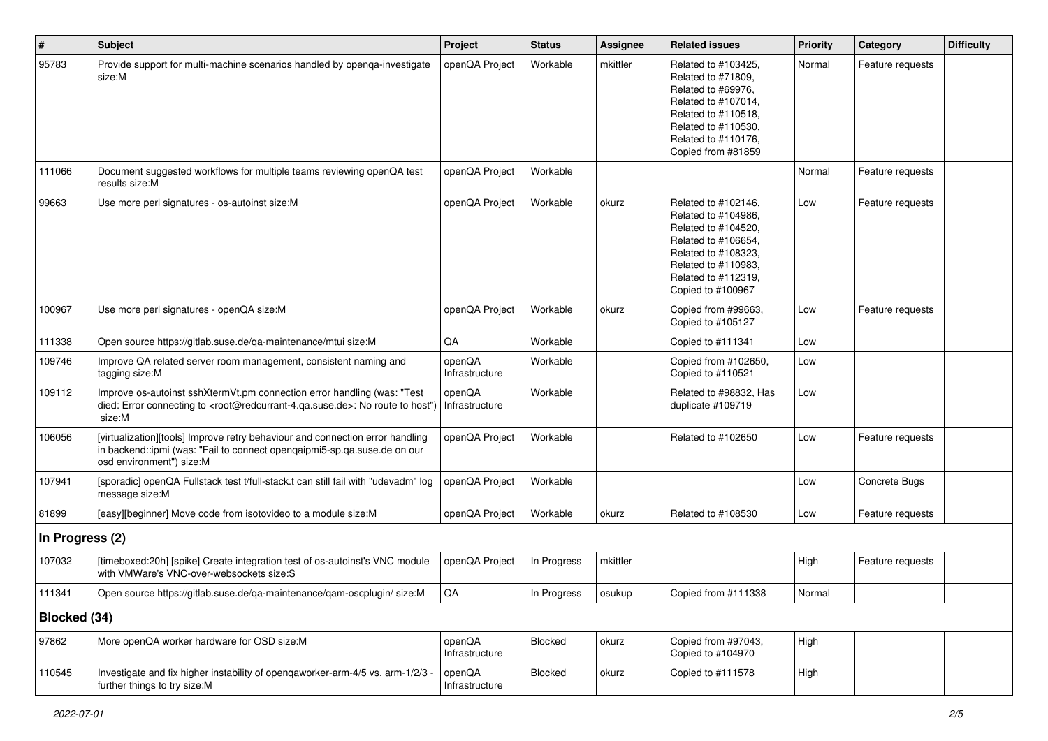| # | Subject | Project | Status | Assignee | Related issues | Priority | Category | Difficulty |
|---|---|---|---|---|---|---|---|---|
| 95783 | Provide support for multi-machine scenarios handled by openqa-investigate size:M | openQA Project | Workable | mkittler | Related to #103425, Related to #71809, Related to #69976, Related to #107014, Related to #110518, Related to #110530, Related to #110176, Copied from #81859 | Normal | Feature requests | |
| 111066 | Document suggested workflows for multiple teams reviewing openQA test results size:M | openQA Project | Workable | | | Normal | Feature requests | |
| 99663 | Use more perl signatures - os-autoinst size:M | openQA Project | Workable | okurz | Related to #102146, Related to #104986, Related to #104520, Related to #106654, Related to #108323, Related to #110983, Related to #112319, Copied to #100967 | Low | Feature requests | |
| 100967 | Use more perl signatures - openQA size:M | openQA Project | Workable | okurz | Copied from #99663, Copied to #105127 | Low | Feature requests | |
| 111338 | Open source https://gitlab.suse.de/qa-maintenance/mtui size:M | QA | Workable | | Copied to #111341 | Low | | |
| 109746 | Improve QA related server room management, consistent naming and tagging size:M | openQA Infrastructure | Workable | | Copied from #102650, Copied to #110521 | Low | | |
| 109112 | Improve os-autoinst sshXtermVt.pm connection error handling (was: "Test died: Error connecting to <root@redcurrant-4.qa.suse.de>: No route to host") size:M | openQA Infrastructure | Workable | | Related to #98832, Has duplicate #109719 | Low | | |
| 106056 | [virtualization][tools] Improve retry behaviour and connection error handling in backend::ipmi (was: "Fail to connect openqaipmi5-sp.qa.suse.de on our osd environment") size:M | openQA Project | Workable | | Related to #102650 | Low | Feature requests | |
| 107941 | [sporadic] openQA Fullstack test t/full-stack.t can still fail with "udevadm" log message size:M | openQA Project | Workable | | | Low | Concrete Bugs | |
| 81899 | [easy][beginner] Move code from isotovideo to a module size:M | openQA Project | Workable | okurz | Related to #108530 | Low | Feature requests | |
| **In Progress (2)** | | | | | | | | |
| 107032 | [timeboxed:20h] [spike] Create integration test of os-autoinst's VNC module with VMWare's VNC-over-websockets size:S | openQA Project | In Progress | mkittler | | High | Feature requests | |
| 111341 | Open source https://gitlab.suse.de/qa-maintenance/qam-oscplugin/ size:M | QA | In Progress | osukup | Copied from #111338 | Normal | | |
| **Blocked (34)** | | | | | | | | |
| 97862 | More openQA worker hardware for OSD size:M | openQA Infrastructure | Blocked | okurz | Copied from #97043, Copied to #104970 | High | | |
| 110545 | Investigate and fix higher instability of openqaworker-arm-4/5 vs. arm-1/2/3 - further things to try size:M | openQA Infrastructure | Blocked | okurz | Copied to #111578 | High | | |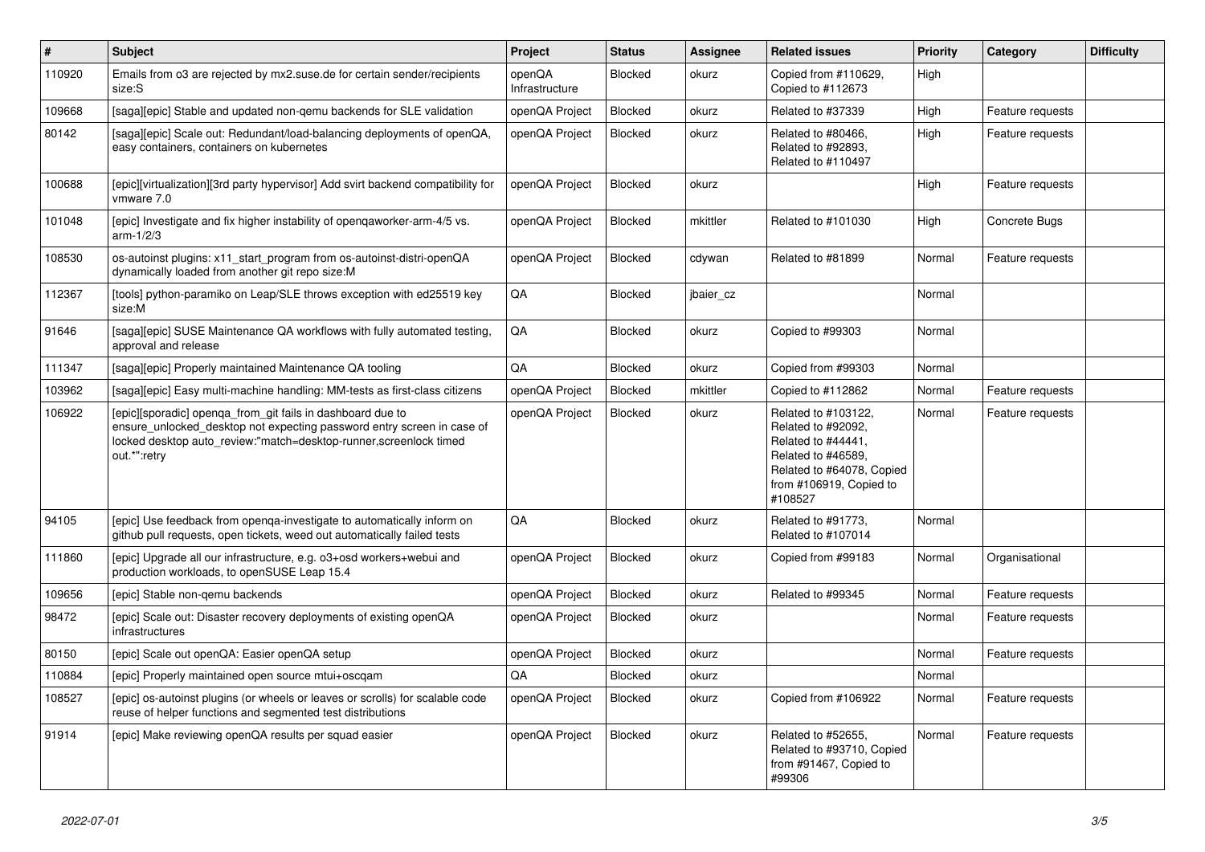| # | Subject | Project | Status | Assignee | Related issues | Priority | Category | Difficulty |
|---|---|---|---|---|---|---|---|---|
| 110920 | Emails from o3 are rejected by mx2.suse.de for certain sender/recipients size:S | openQA Infrastructure | Blocked | okurz | Copied from #110629, Copied to #112673 | High | | |
| 109668 | [saga][epic] Stable and updated non-qemu backends for SLE validation | openQA Project | Blocked | okurz | Related to #37339 | High | Feature requests | |
| 80142 | [saga][epic] Scale out: Redundant/load-balancing deployments of openQA, easy containers, containers on kubernetes | openQA Project | Blocked | okurz | Related to #80466, Related to #92893, Related to #110497 | High | Feature requests | |
| 100688 | [epic][virtualization][3rd party hypervisor] Add svirt backend compatibility for vmware 7.0 | openQA Project | Blocked | okurz | | High | Feature requests | |
| 101048 | [epic] Investigate and fix higher instability of openqaworker-arm-4/5 vs. arm-1/2/3 | openQA Project | Blocked | mkittler | Related to #101030 | High | Concrete Bugs | |
| 108530 | os-autoinst plugins: x11_start_program from os-autoinst-distri-openQA dynamically loaded from another git repo size:M | openQA Project | Blocked | cdywan | Related to #81899 | Normal | Feature requests | |
| 112367 | [tools] python-paramiko on Leap/SLE throws exception with ed25519 key size:M | QA | Blocked | jbaier_cz | | Normal | | |
| 91646 | [saga][epic] SUSE Maintenance QA workflows with fully automated testing, approval and release | QA | Blocked | okurz | Copied to #99303 | Normal | | |
| 111347 | [saga][epic] Properly maintained Maintenance QA tooling | QA | Blocked | okurz | Copied from #99303 | Normal | | |
| 103962 | [saga][epic] Easy multi-machine handling: MM-tests as first-class citizens | openQA Project | Blocked | mkittler | Copied to #112862 | Normal | Feature requests | |
| 106922 | [epic][sporadic] openqa_from_git fails in dashboard due to ensure_unlocked_desktop not expecting password entry screen in case of locked desktop auto_review:"match=desktop-runner,screenlock timed out.*":retry | openQA Project | Blocked | okurz | Related to #103122, Related to #92092, Related to #44441, Related to #46589, Related to #64078, Copied from #106919, Copied to #108527 | Normal | Feature requests | |
| 94105 | [epic] Use feedback from openqa-investigate to automatically inform on github pull requests, open tickets, weed out automatically failed tests | QA | Blocked | okurz | Related to #91773, Related to #107014 | Normal | | |
| 111860 | [epic] Upgrade all our infrastructure, e.g. o3+osd workers+webui and production workloads, to openSUSE Leap 15.4 | openQA Project | Blocked | okurz | Copied from #99183 | Normal | Organisational | |
| 109656 | [epic] Stable non-qemu backends | openQA Project | Blocked | okurz | Related to #99345 | Normal | Feature requests | |
| 98472 | [epic] Scale out: Disaster recovery deployments of existing openQA infrastructures | openQA Project | Blocked | okurz | | Normal | Feature requests | |
| 80150 | [epic] Scale out openQA: Easier openQA setup | openQA Project | Blocked | okurz | | Normal | Feature requests | |
| 110884 | [epic] Properly maintained open source mtui+oscqam | QA | Blocked | okurz | | Normal | | |
| 108527 | [epic] os-autoinst plugins (or wheels or leaves or scrolls) for scalable code reuse of helper functions and segmented test distributions | openQA Project | Blocked | okurz | Copied from #106922 | Normal | Feature requests | |
| 91914 | [epic] Make reviewing openQA results per squad easier | openQA Project | Blocked | okurz | Related to #52655, Related to #93710, Copied from #91467, Copied to #99306 | Normal | Feature requests | |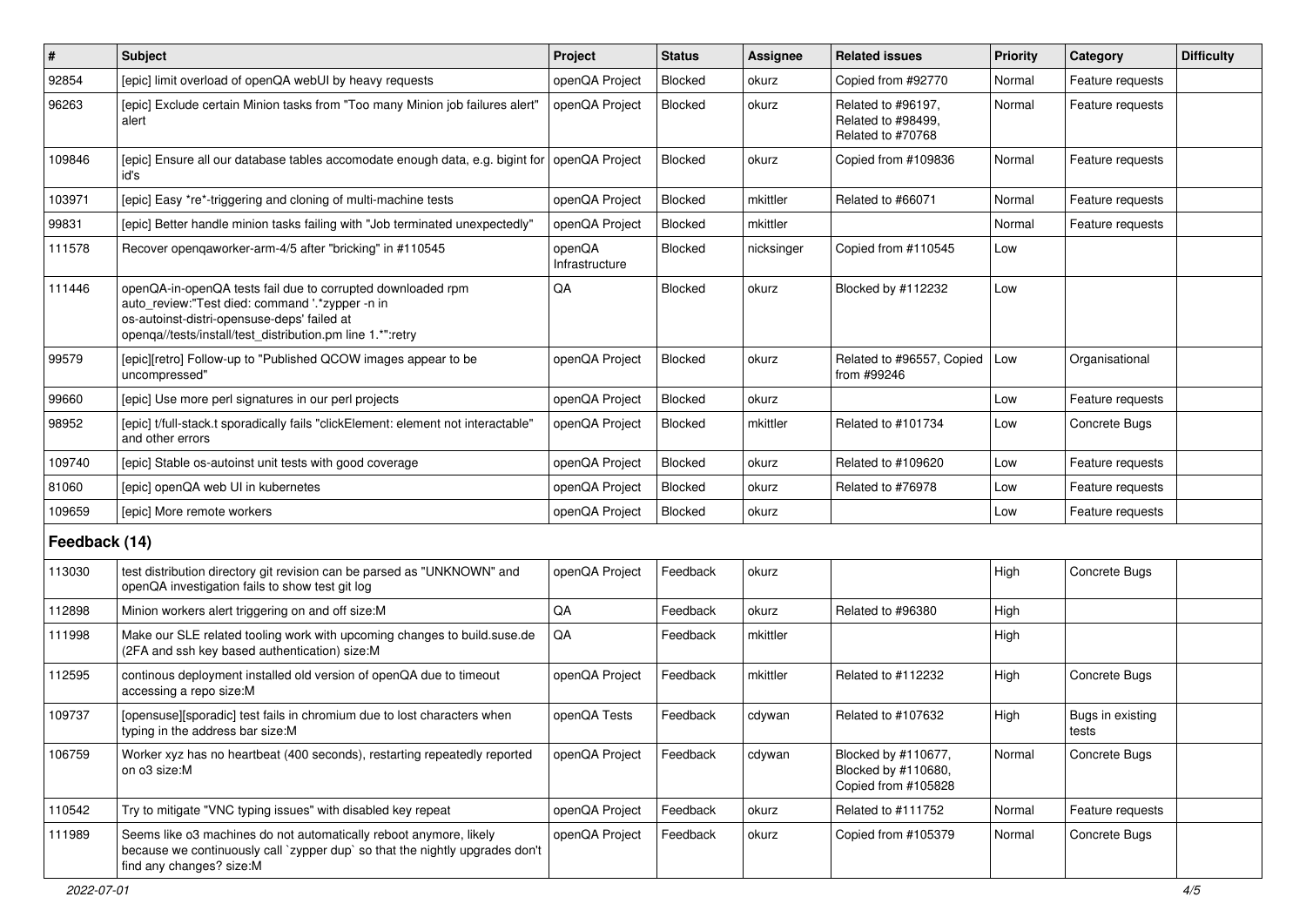| # | Subject | Project | Status | Assignee | Related issues | Priority | Category | Difficulty |
|---|---|---|---|---|---|---|---|---|
| 92854 | [epic] limit overload of openQA webUI by heavy requests | openQA Project | Blocked | okurz | Copied from #92770 | Normal | Feature requests | |
| 96263 | [epic] Exclude certain Minion tasks from "Too many Minion job failures alert" alert | openQA Project | Blocked | okurz | Related to #96197, Related to #98499, Related to #70768 | Normal | Feature requests | |
| 109846 | [epic] Ensure all our database tables accomodate enough data, e.g. bigint for id's | openQA Project | Blocked | okurz | Copied from #109836 | Normal | Feature requests | |
| 103971 | [epic] Easy *re*-triggering and cloning of multi-machine tests | openQA Project | Blocked | mkittler | Related to #66071 | Normal | Feature requests | |
| 99831 | [epic] Better handle minion tasks failing with "Job terminated unexpectedly" | openQA Project | Blocked | mkittler | | Normal | Feature requests | |
| 111578 | Recover openqaworker-arm-4/5 after "bricking" in #110545 | openQA Infrastructure | Blocked | nicksinger | Copied from #110545 | Low | | |
| 111446 | openQA-in-openQA tests fail due to corrupted downloaded rpm auto_review:"Test died: command '.*zypper -n in os-autoinst-distri-opensuse-deps' failed at openqa//tests/install/test_distribution.pm line 1.*":retry | QA | Blocked | okurz | Blocked by #112232 | Low | | |
| 99579 | [epic][retro] Follow-up to "Published QCOW images appear to be uncompressed" | openQA Project | Blocked | okurz | Related to #96557, Copied from #99246 | Low | Organisational | |
| 99660 | [epic] Use more perl signatures in our perl projects | openQA Project | Blocked | okurz | | Low | Feature requests | |
| 98952 | [epic] t/full-stack.t sporadically fails "clickElement: element not interactable" and other errors | openQA Project | Blocked | mkittler | Related to #101734 | Low | Concrete Bugs | |
| 109740 | [epic] Stable os-autoinst unit tests with good coverage | openQA Project | Blocked | okurz | Related to #109620 | Low | Feature requests | |
| 81060 | [epic] openQA web UI in kubernetes | openQA Project | Blocked | okurz | Related to #76978 | Low | Feature requests | |
| 109659 | [epic] More remote workers | openQA Project | Blocked | okurz | | Low | Feature requests | |
| **Feedback (14)** | | | | | | | | |
| 113030 | test distribution directory git revision can be parsed as "UNKNOWN" and openQA investigation fails to show test git log | openQA Project | Feedback | okurz | | High | Concrete Bugs | |
| 112898 | Minion workers alert triggering on and off size:M | QA | Feedback | okurz | Related to #96380 | High | | |
| 111998 | Make our SLE related tooling work with upcoming changes to build.suse.de (2FA and ssh key based authentication) size:M | QA | Feedback | mkittler | | High | | |
| 112595 | continous deployment installed old version of openQA due to timeout accessing a repo size:M | openQA Project | Feedback | mkittler | Related to #112232 | High | Concrete Bugs | |
| 109737 | [opensuse][sporadic] test fails in chromium due to lost characters when typing in the address bar size:M | openQA Tests | Feedback | cdywan | Related to #107632 | High | Bugs in existing tests | |
| 106759 | Worker xyz has no heartbeat (400 seconds), restarting repeatedly reported on o3 size:M | openQA Project | Feedback | cdywan | Blocked by #110677, Blocked by #110680, Copied from #105828 | Normal | Concrete Bugs | |
| 110542 | Try to mitigate "VNC typing issues" with disabled key repeat | openQA Project | Feedback | okurz | Related to #111752 | Normal | Feature requests | |
| 111989 | Seems like o3 machines do not automatically reboot anymore, likely because we continuously call `zypper dup` so that the nightly upgrades don't find any changes? size:M | openQA Project | Feedback | okurz | Copied from #105379 | Normal | Concrete Bugs | |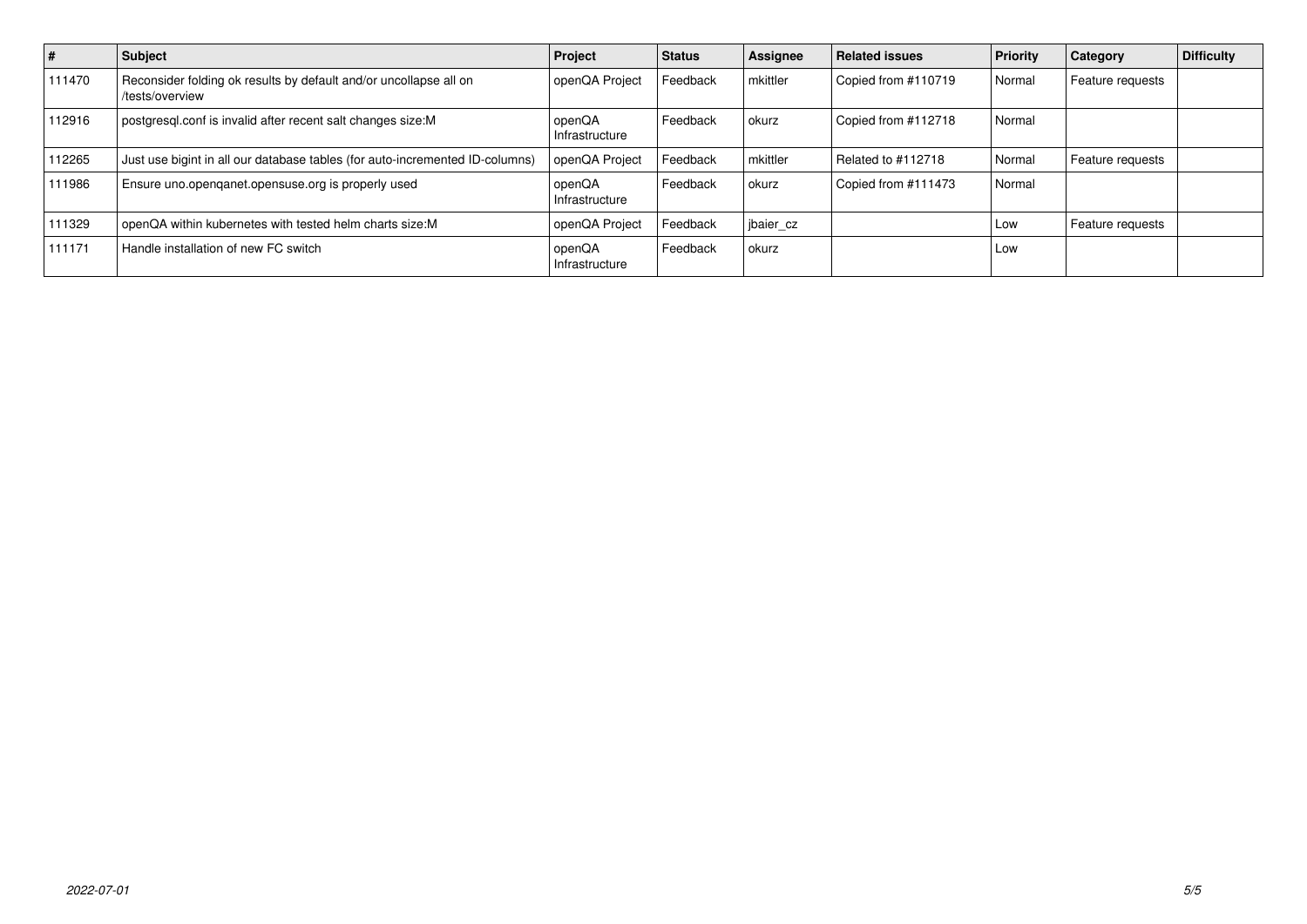| # | Subject | Project | Status | Assignee | Related issues | Priority | Category | Difficulty |
|---|---|---|---|---|---|---|---|---|
| 111470 | Reconsider folding ok results by default and/or uncollapse all on /tests/overview | openQA Project | Feedback | mkittler | Copied from #110719 | Normal | Feature requests | |
| 112916 | postgresql.conf is invalid after recent salt changes size:M | openQA Infrastructure | Feedback | okurz | Copied from #112718 | Normal | | |
| 112265 | Just use bigint in all our database tables (for auto-incremented ID-columns) | openQA Project | Feedback | mkittler | Related to #112718 | Normal | Feature requests | |
| 111986 | Ensure uno.openqanet.opensuse.org is properly used | openQA Infrastructure | Feedback | okurz | Copied from #111473 | Normal | | |
| 111329 | openQA within kubernetes with tested helm charts size:M | openQA Project | Feedback | jbaier_cz | | Low | Feature requests | |
| 111171 | Handle installation of new FC switch | openQA Infrastructure | Feedback | okurz | | Low | | |